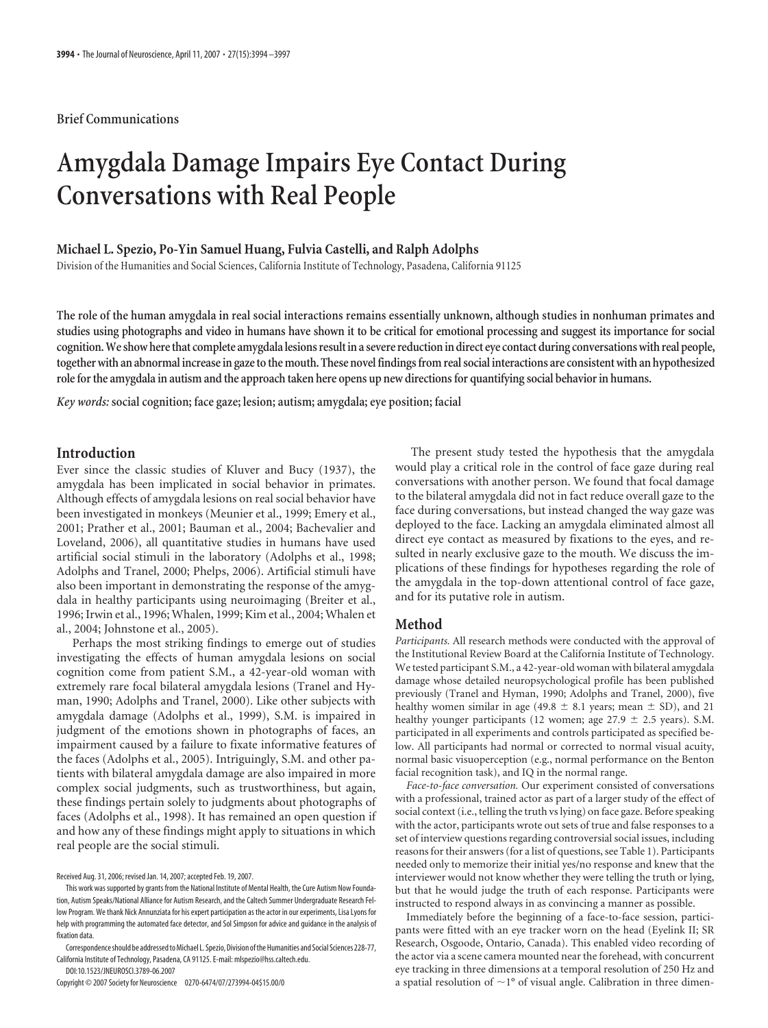Brief Communications

# Amygdala Damage Impairs Eye Contact During Conversations with Real People

**Michael L. Spezio, Po-Yin Samuel Huang, Fulvia Castelli, and Ralph Adolphs**

Division of the Humanities and Social Sciences, California Institute of Technology, Pasadena, California 91125

**The role of the human amygdala in real social interactions remains essentially unknown, although studies in nonhuman primates and studies using photographs and video in humans have shown it to be critical for emotional processing and suggest its importance for social cognition. We show here that complete amygdala lesions result in a severe reduction in direct eye contact during conversations with real people, together with an abnormal increase in gaze to the mouth. These novel findings from real social interactions are consistent with an hypothesized role for the amygdala in autism and the approach taken here opens up new directions for quantifying social behavior in humans.**

*Key words:* **social cognition; face gaze; lesion; autism; amygdala; eye position; facial**

## Introduction

Ever since the classic studies of Kluver and Bucy (1937), the amygdala has been implicated in social behavior in primates. Although effects of amygdala lesions on real social behavior have been investigated in monkeys (Meunier et al., 1999; Emery et al., 2001; Prather et al., 2001; Bauman et al., 2004; Bachevalier and Loveland, 2006), all quantitative studies in humans have used artificial social stimuli in the laboratory (Adolphs et al., 1998; Adolphs and Tranel, 2000; Phelps, 2006). Artificial stimuli have also been important in demonstrating the response of the amygdala in healthy participants using neuroimaging (Breiter et al., 1996; Irwin et al., 1996; Whalen, 1999; Kim et al., 2004; Whalen et al., 2004; Johnstone et al., 2005).

Perhaps the most striking findings to emerge out of studies investigating the effects of human amygdala lesions on social cognition come from patient S.M., a 42-year-old woman with extremely rare focal bilateral amygdala lesions (Tranel and Hyman, 1990; Adolphs and Tranel, 2000). Like other subjects with amygdala damage (Adolphs et al., 1999), S.M. is impaired in judgment of the emotions shown in photographs of faces, an impairment caused by a failure to fixate informative features of the faces (Adolphs et al., 2005). Intriguingly, S.M. and other patients with bilateral amygdala damage are also impaired in more complex social judgments, such as trustworthiness, but again, these findings pertain solely to judgments about photographs of faces (Adolphs et al., 1998). It has remained an open question if and how any of these findings might apply to situations in which real people are the social stimuli.

The present study tested the hypothesis that the amygdala would play a critical role in the control of face gaze during real conversations with another person. We found that focal damage to the bilateral amygdala did not in fact reduce overall gaze to the face during conversations, but instead changed the way gaze was deployed to the face. Lacking an amygdala eliminated almost all direct eye contact as measured by fixations to the eyes, and resulted in nearly exclusive gaze to the mouth. We discuss the implications of these findings for hypotheses regarding the role of the amygdala in the top-down attentional control of face gaze, and for its putative role in autism.

## Method

*Participants.* All research methods were conducted with the approval of the Institutional Review Board at the California Institute of Technology. We tested participant S.M., a 42-year-old woman with bilateral amygdala damage whose detailed neuropsychological profile has been published previously (Tranel and Hyman, 1990; Adolphs and Tranel, 2000), five healthy women similar in age (49.8 ± 8.1 years; mean ± SD), and 21 healthy younger participants (12 women; age 27.9 ± 2.5 years). S.M. participated in all experiments and controls participated as specified below. All participants had normal or corrected to normal visual acuity, normal basic visuoperception (e.g., normal performance on the Benton facial recognition task), and IQ in the normal range.

*Face-to-face conversation.* Our experiment consisted of conversations with a professional, trained actor as part of a larger study of the effect of social context (i.e., telling the truth vs lying) on face gaze. Before speaking with the actor, participants wrote out sets of true and false responses to a set of interview questions regarding controversial social issues, including reasons for their answers (for a list of questions, see Table 1). Participants needed only to memorize their initial yes/no response and knew that the interviewer would not know whether they were telling the truth or lying, but that he would judge the truth of each response. Participants were instructed to respond always in as convincing a manner as possible.

Immediately before the beginning of a face-to-face session, participants were fitted with an eye tracker worn on the head (Eyelink II; SR Research, Osgoode, Ontario, Canada). This enabled video recording of the actor via a scene camera mounted near the forehead, with concurrent eye tracking in three dimensions at a temporal resolution of 250 Hz and a spatial resolution of ~1° of visual angle. Calibration in three dimen-

Received Aug. 31, 2006; revised Jan. 14, 2007; accepted Feb. 19, 2007.

This work was supported by grants from the National Institute of Mental Health, the Cure Autism Now Foundation, Autism Speaks/National Alliance for Autism Research, and the Caltech Summer Undergraduate Research Fellow Program. We thank Nick Annunziata for his expert participation as the actor in our experiments, Lisa Lyons for help with programming the automated face detector, and Sol Simpson for advice and guidance in the analysis of fixation data.

Correspondence should be addressed to Michael L. Spezio, Division of the Humanities and Social Sciences 228-77, California Institute of Technology, Pasadena, CA 91125. E-mail: mlspezio@hss.caltech.edu.

DOI:10.1523/JNEUROSCI.3789-06.2007

Copyright © 2007 Society for Neuroscience 0270-6474/07/273994-04$15.00/0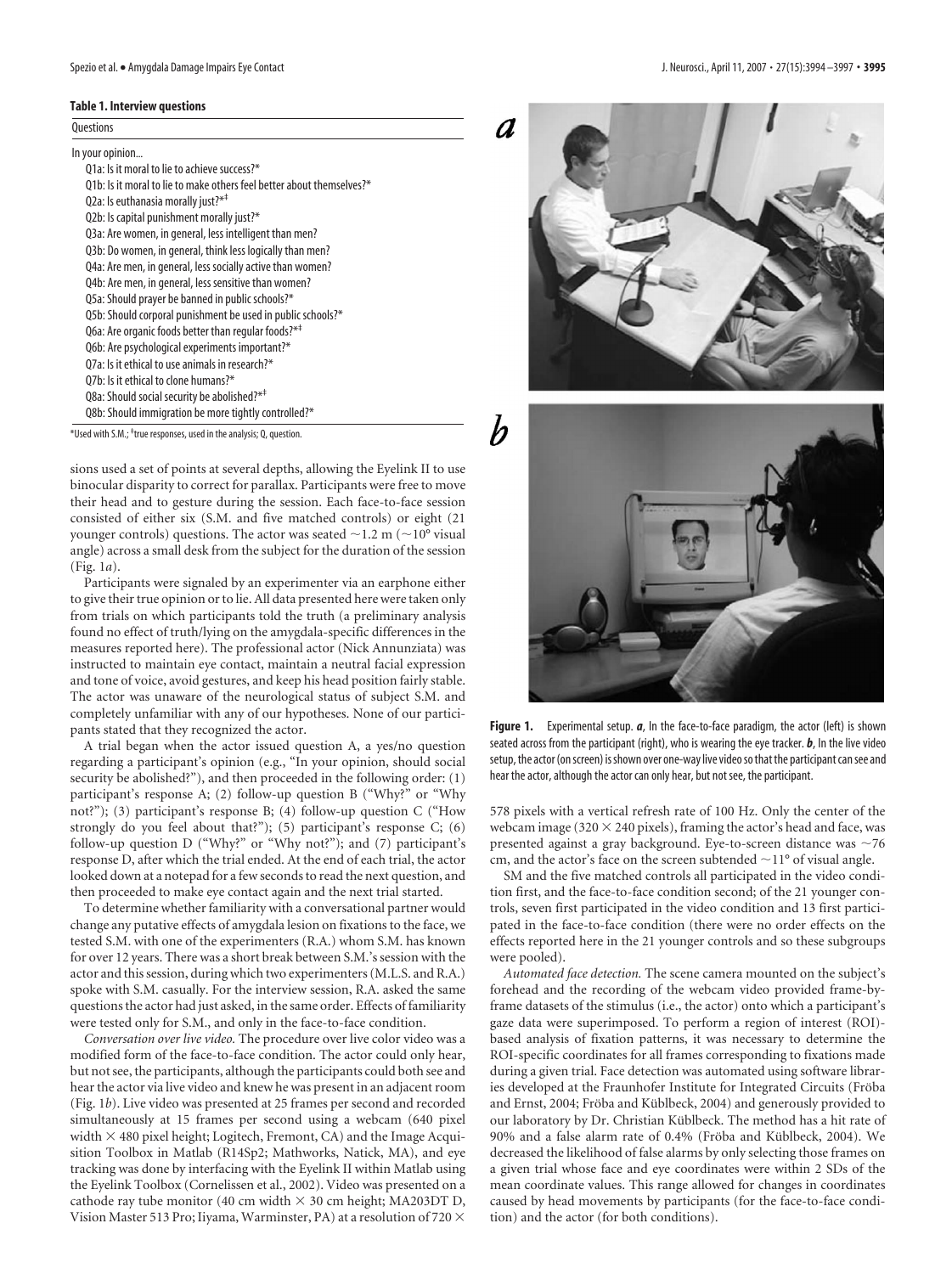**Table 1. Interview questions**

| Questions |
|---|
| In your opinion... |
| Q1a: Is it moral to lie to achieve success?* |
| Q1b: Is it moral to lie to make others feel better about themselves?* |
| Q2a: Is euthanasia morally just?*‡ |
| Q2b: Is capital punishment morally just?* |
| Q3a: Are women, in general, less intelligent than men? |
| Q3b: Do women, in general, think less logically than men? |
| Q4a: Are men, in general, less socially active than women? |
| Q4b: Are men, in general, less sensitive than women? |
| Q5a: Should prayer be banned in public schools?* |
| Q5b: Should corporal punishment be used in public schools?* |
| Q6a: Are organic foods better than regular foods?*‡ |
| Q6b: Are psychological experiments important?* |
| Q7a: Is it ethical to use animals in research?* |
| Q7b: Is it ethical to clone humans?* |
| Q8a: Should social security be abolished?*‡ |
| Q8b: Should immigration be more tightly controlled?* |

*Used with S.M.; ‡true responses, used in the analysis; Q, question.

sions used a set of points at several depths, allowing the Eyelink II to use binocular disparity to correct for parallax. Participants were free to move their head and to gesture during the session. Each face-to-face session consisted of either six (S.M. and five matched controls) or eight (21 younger controls) questions. The actor was seated ~1.2 m (~10° visual angle) across a small desk from the subject for the duration of the session (Fig. 1*a*).

Participants were signaled by an experimenter via an earphone either to give their true opinion or to lie. All data presented here were taken only from trials on which participants told the truth (a preliminary analysis found no effect of truth/lying on the amygdala-specific differences in the measures reported here). The professional actor (Nick Annunziata) was instructed to maintain eye contact, maintain a neutral facial expression and tone of voice, avoid gestures, and keep his head position fairly stable. The actor was unaware of the neurological status of subject S.M. and completely unfamiliar with any of our hypotheses. None of our participants stated that they recognized the actor.

A trial began when the actor issued question A, a yes/no question regarding a participant's opinion (e.g., "In your opinion, should social security be abolished?"), and then proceeded in the following order: (1) participant's response A; (2) follow-up question B ("Why?" or "Why not?"); (3) participant's response B; (4) follow-up question C ("How strongly do you feel about that?"); (5) participant's response C; (6) follow-up question D ("Why?" or "Why not?"); and (7) participant's response D, after which the trial ended. At the end of each trial, the actor looked down at a notepad for a few seconds to read the next question, and then proceeded to make eye contact again and the next trial started.

To determine whether familiarity with a conversational partner would change any putative effects of amygdala lesion on fixations to the face, we tested S.M. with one of the experimenters (R.A.) whom S.M. has known for over 12 years. There was a short break between S.M.'s session with the actor and this session, during which two experimenters (M.L.S. and R.A.) spoke with S.M. casually. For the interview session, R.A. asked the same questions the actor had just asked, in the same order. Effects of familiarity were tested only for S.M., and only in the face-to-face condition.

*Conversation over live video.* The procedure over live color video was a modified form of the face-to-face condition. The actor could only hear, but not see, the participants, although the participants could both see and hear the actor via live video and knew he was present in an adjacent room (Fig. 1*b*). Live video was presented at 25 frames per second and recorded simultaneously at 15 frames per second using a webcam (640 pixel width × 480 pixel height; Logitech, Fremont, CA) and the Image Acquisition Toolbox in Matlab (R14Sp2; Mathworks, Natick, MA), and eye tracking was done by interfacing with the Eyelink II within Matlab using the Eyelink Toolbox (Cornelissen et al., 2002). Video was presented on a cathode ray tube monitor (40 cm width × 30 cm height; MA203DT D, Vision Master 513 Pro; Iiyama, Warminster, PA) at a resolution of 720 × 578 pixels with a vertical refresh rate of 100 Hz. Only the center of the webcam image (320 × 240 pixels), framing the actor's head and face, was presented against a gray background. Eye-to-screen distance was ~76 cm, and the actor's face on the screen subtended ~11° of visual angle.

**Figure 1.** Experimental setup. ***a***, In the face-to-face paradigm, the actor (left) is shown seated across from the participant (right), who is wearing the eye tracker. ***b***, In the live video setup, the actor (on screen) is shown over one-way live video so that the participant can see and hear the actor, although the actor can only hear, but not see, the participant.

SM and the five matched controls all participated in the video condition first, and the face-to-face condition second; of the 21 younger controls, seven first participated in the video condition and 13 first participated in the face-to-face condition (there were no order effects on the effects reported here in the 21 younger controls and so these subgroups were pooled).

*Automated face detection.* The scene camera mounted on the subject's forehead and the recording of the webcam video provided frame-by-frame datasets of the stimulus (i.e., the actor) onto which a participant's gaze data were superimposed. To perform a region of interest (ROI)-based analysis of fixation patterns, it was necessary to determine the ROI-specific coordinates for all frames corresponding to fixations made during a given trial. Face detection was automated using software libraries developed at the Fraunhofer Institute for Integrated Circuits (Fröba and Ernst, 2004; Fröba and Küblbeck, 2004) and generously provided to our laboratory by Dr. Christian Küblbeck. The method has a hit rate of 90% and a false alarm rate of 0.4% (Fröba and Küblbeck, 2004). We decreased the likelihood of false alarms by only selecting those frames on a given trial whose face and eye coordinates were within 2 SDs of the mean coordinate values. This range allowed for changes in coordinates caused by head movements by participants (for the face-to-face condition) and the actor (for both conditions).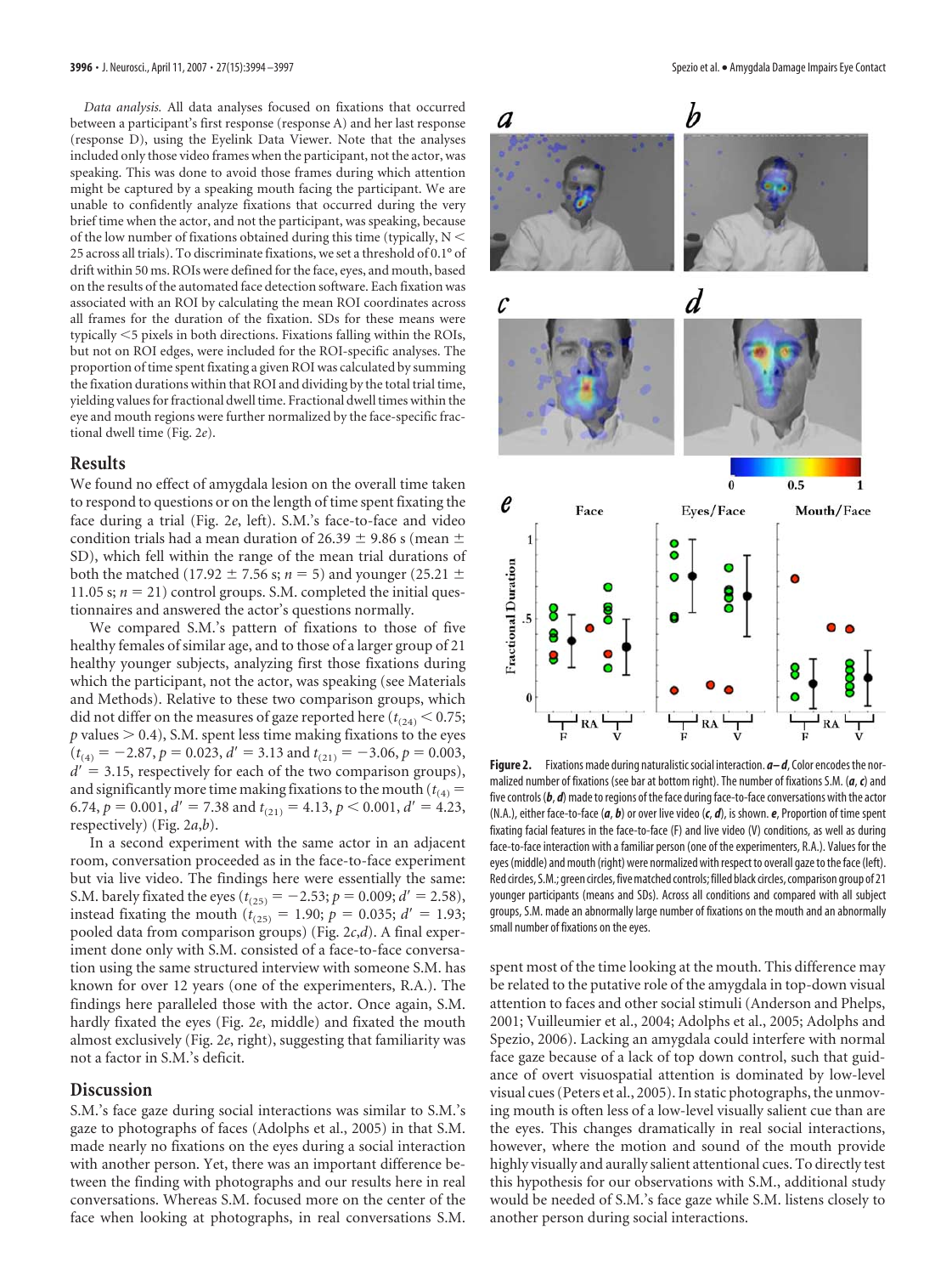*Data analysis.* All data analyses focused on fixations that occurred between a participant's first response (response A) and her last response (response D), using the Eyelink Data Viewer. Note that the analyses included only those video frames when the participant, not the actor, was speaking. This was done to avoid those frames during which attention might be captured by a speaking mouth facing the participant. We are unable to confidently analyze fixations that occurred during the very brief time when the actor, and not the participant, was speaking, because of the low number of fixations obtained during this time (typically, $N <$ 25 across all trials). To discriminate fixations, we set a threshold of 0.1° of drift within 50 ms. ROIs were defined for the face, eyes, and mouth, based on the results of the automated face detection software. Each fixation was associated with an ROI by calculating the mean ROI coordinates across all frames for the duration of the fixation. SDs for these means were typically <5 pixels in both directions. Fixations falling within the ROIs, but not on ROI edges, were included for the ROI-specific analyses. The proportion of time spent fixating a given ROI was calculated by summing the fixation durations within that ROI and dividing by the total trial time, yielding values for fractional dwell time. Fractional dwell times within the eye and mouth regions were further normalized by the face-specific fractional dwell time (Fig. 2*e*).

## Results

We found no effect of amygdala lesion on the overall time taken to respond to questions or on the length of time spent fixating the face during a trial (Fig. 2*e*, left). S.M.'s face-to-face and video condition trials had a mean duration of 26.39 ± 9.86 s (mean ± SD), which fell within the range of the mean trial durations of both the matched (17.92 ± 7.56 s; $n = 5$) and younger (25.21 ± 11.05 s; $n = 21$) control groups. S.M. completed the initial questionnaires and answered the actor's questions normally.

We compared S.M.'s pattern of fixations to those of five healthy females of similar age, and to those of a larger group of 21 healthy younger subjects, analyzing first those fixations during which the participant, not the actor, was speaking (see Materials and Methods). Relative to these two comparison groups, which did not differ on the measures of gaze reported here ($t_{(24)} < 0.75$; $p$ values $> 0.4$), S.M. spent less time making fixations to the eyes ($t_{(4)} = -2.87$, $p = 0.023$, $d' = 3.13$ and $t_{(21)} = -3.06$, $p = 0.003$, $d' = 3.15$, respectively for each of the two comparison groups), and significantly more time making fixations to the mouth ($t_{(4)} = 6.74$, $p = 0.001$, $d' = 7.38$ and $t_{(21)} = 4.13$, $p < 0.001$, $d' = 4.23$, respectively) (Fig. 2*a*,*b*).

In a second experiment with the same actor in an adjacent room, conversation proceeded as in the face-to-face experiment but via live video. The findings here were essentially the same: S.M. barely fixated the eyes ($t_{(25)} = -2.53$; $p = 0.009$; $d' = 2.58$), instead fixating the mouth ($t_{(25)} = 1.90$; $p = 0.035$; $d' = 1.93$; pooled data from comparison groups) (Fig. 2*c*,*d*). A final experiment done only with S.M. consisted of a face-to-face conversation using the same structured interview with someone S.M. has known for over 12 years (one of the experimenters, R.A.). The findings here paralleled those with the actor. Once again, S.M. hardly fixated the eyes (Fig. 2*e*, middle) and fixated the mouth almost exclusively (Fig. 2*e*, right), suggesting that familiarity was not a factor in S.M.'s deficit.

**Figure 2.** Fixations made during naturalistic social interaction. ***a–d***, Color encodes the normalized number of fixations (see bar at bottom right). The number of fixations S.M. (***a***, ***c***) and five controls (***b***, ***d***) made to regions of the face during face-to-face conversations with the actor (N.A.), either face-to-face (***a***, ***b***) or over live video (***c***, ***d***), is shown. ***e***, Proportion of time spent fixating facial features in the face-to-face (F) and live video (V) conditions, as well as during face-to-face interaction with a familiar person (one of the experimenters, R.A.). Values for the eyes (middle) and mouth (right) were normalized with respect to overall gaze to the face (left). Red circles, S.M.; green circles, five matched controls; filled black circles, comparison group of 21 younger participants (means and SDs). Across all conditions and compared with all subject groups, S.M. made an abnormally large number of fixations on the mouth and an abnormally small number of fixations on the eyes.

## Discussion

S.M.'s face gaze during social interactions was similar to S.M.'s gaze to photographs of faces (Adolphs et al., 2005) in that S.M. made nearly no fixations on the eyes during a social interaction with another person. Yet, there was an important difference between the finding with photographs and our results here in real conversations. Whereas S.M. focused more on the center of the face when looking at photographs, in real conversations S.M. spent most of the time looking at the mouth. This difference may be related to the putative role of the amygdala in top-down visual attention to faces and other social stimuli (Anderson and Phelps, 2001; Vuilleumier et al., 2004; Adolphs et al., 2005; Adolphs and Spezio, 2006). Lacking an amygdala could interfere with normal face gaze because of a lack of top down control, such that guidance of overt visuospatial attention is dominated by low-level visual cues (Peters et al., 2005). In static photographs, the unmoving mouth is often less of a low-level visually salient cue than are the eyes. This changes dramatically in real social interactions, however, where the motion and sound of the mouth provide highly visually and aurally salient attentional cues. To directly test this hypothesis for our observations with S.M., additional study would be needed of S.M.'s face gaze while S.M. listens closely to another person during social interactions.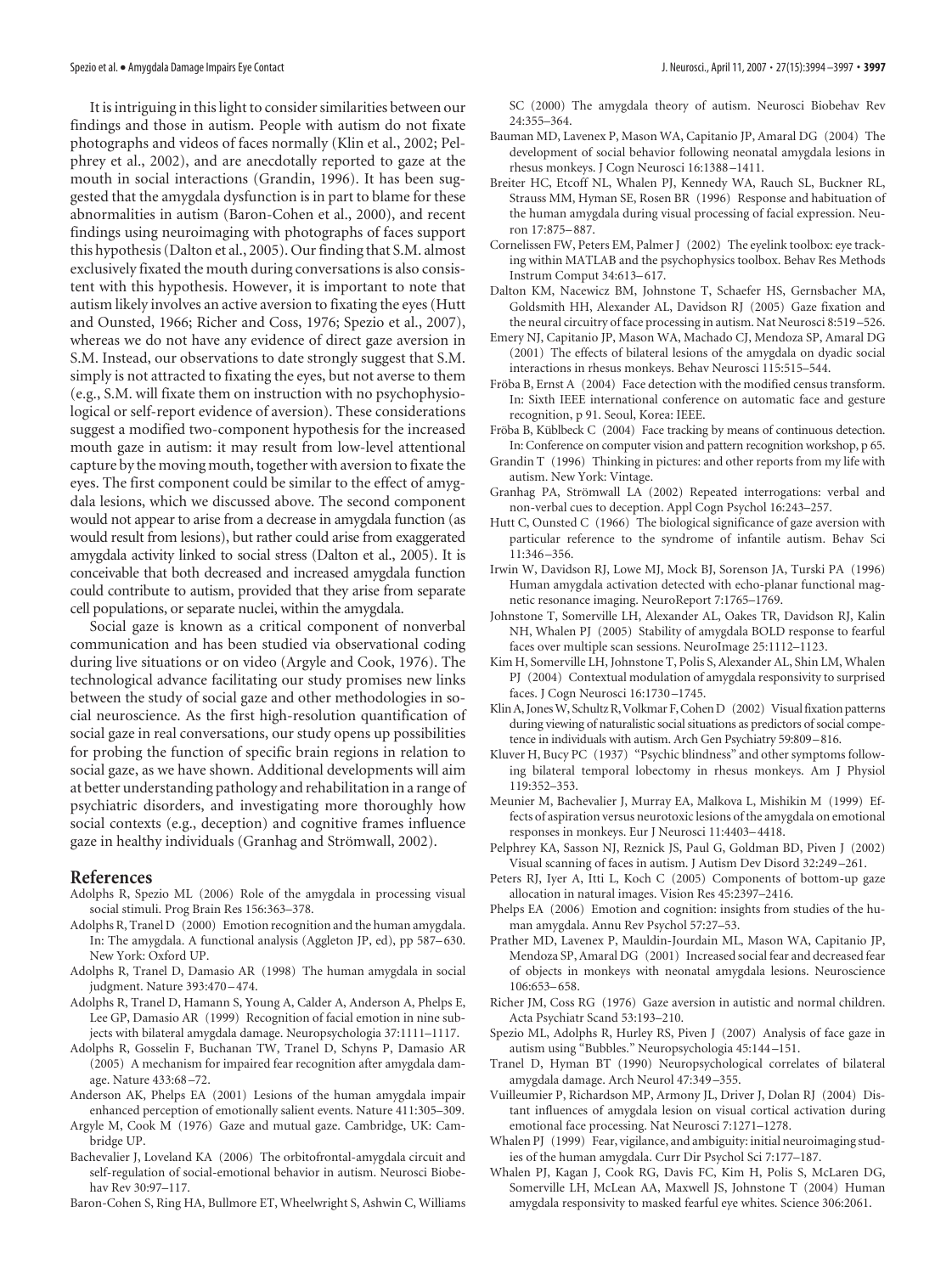It is intriguing in this light to consider similarities between our findings and those in autism. People with autism do not fixate photographs and videos of faces normally (Klin et al., 2002; Pelphrey et al., 2002), and are anecdotally reported to gaze at the mouth in social interactions (Grandin, 1996). It has been suggested that the amygdala dysfunction is in part to blame for these abnormalities in autism (Baron-Cohen et al., 2000), and recent findings using neuroimaging with photographs of faces support this hypothesis (Dalton et al., 2005). Our finding that S.M. almost exclusively fixated the mouth during conversations is also consistent with this hypothesis. However, it is important to note that autism likely involves an active aversion to fixating the eyes (Hutt and Ounsted, 1966; Richer and Coss, 1976; Spezio et al., 2007), whereas we do not have any evidence of direct gaze aversion in S.M. Instead, our observations to date strongly suggest that S.M. simply is not attracted to fixating the eyes, but not averse to them (e.g., S.M. will fixate them on instruction with no psychophysiological or self-report evidence of aversion). These considerations suggest a modified two-component hypothesis for the increased mouth gaze in autism: it may result from low-level attentional capture by the moving mouth, together with aversion to fixate the eyes. The first component could be similar to the effect of amygdala lesions, which we discussed above. The second component would not appear to arise from a decrease in amygdala function (as would result from lesions), but rather could arise from exaggerated amygdala activity linked to social stress (Dalton et al., 2005). It is conceivable that both decreased and increased amygdala function could contribute to autism, provided that they arise from separate cell populations, or separate nuclei, within the amygdala.

Social gaze is known as a critical component of nonverbal communication and has been studied via observational coding during live situations or on video (Argyle and Cook, 1976). The technological advance facilitating our study promises new links between the study of social gaze and other methodologies in social neuroscience. As the first high-resolution quantification of social gaze in real conversations, our study opens up possibilities for probing the function of specific brain regions in relation to social gaze, as we have shown. Additional developments will aim at better understanding pathology and rehabilitation in a range of psychiatric disorders, and investigating more thoroughly how social contexts (e.g., deception) and cognitive frames influence gaze in healthy individuals (Granhag and Strömwall, 2002).

## References

Adolphs R, Spezio ML (2006) Role of the amygdala in processing visual social stimuli. Prog Brain Res 156:363–378.

Adolphs R, Tranel D (2000) Emotion recognition and the human amygdala. In: The amygdala. A functional analysis (Aggleton JP, ed), pp 587–630. New York: Oxford UP.

Adolphs R, Tranel D, Damasio AR (1998) The human amygdala in social judgment. Nature 393:470–474.

Adolphs R, Tranel D, Hamann S, Young A, Calder A, Anderson A, Phelps E, Lee GP, Damasio AR (1999) Recognition of facial emotion in nine subjects with bilateral amygdala damage. Neuropsychologia 37:1111–1117.

Adolphs R, Gosselin F, Buchanan TW, Tranel D, Schyns P, Damasio AR (2005) A mechanism for impaired fear recognition after amygdala damage. Nature 433:68–72.

Anderson AK, Phelps EA (2001) Lesions of the human amygdala impair enhanced perception of emotionally salient events. Nature 411:305–309.

Argyle M, Cook M (1976) Gaze and mutual gaze. Cambridge, UK: Cambridge UP.

Bachevalier J, Loveland KA (2006) The orbitofrontal-amygdala circuit and self-regulation of social-emotional behavior in autism. Neurosci Biobehav Rev 30:97–117.

Baron-Cohen S, Ring HA, Bullmore ET, Wheelwright S, Ashwin C, Williams SC (2000) The amygdala theory of autism. Neurosci Biobehav Rev 24:355–364.

Bauman MD, Lavenex P, Mason WA, Capitanio JP, Amaral DG (2004) The development of social behavior following neonatal amygdala lesions in rhesus monkeys. J Cogn Neurosci 16:1388–1411.

Breiter HC, Etcoff NL, Whalen PJ, Kennedy WA, Rauch SL, Buckner RL, Strauss MM, Hyman SE, Rosen BR (1996) Response and habituation of the human amygdala during visual processing of facial expression. Neuron 17:875–887.

Cornelissen FW, Peters EM, Palmer J (2002) The eyelink toolbox: eye tracking within MATLAB and the psychophysics toolbox. Behav Res Methods Instrum Comput 34:613–617.

Dalton KM, Nacewicz BM, Johnstone T, Schaefer HS, Gernsbacher MA, Goldsmith HH, Alexander AL, Davidson RJ (2005) Gaze fixation and the neural circuitry of face processing in autism. Nat Neurosci 8:519–526.

Emery NJ, Capitanio JP, Mason WA, Machado CJ, Mendoza SP, Amaral DG (2001) The effects of bilateral lesions of the amygdala on dyadic social interactions in rhesus monkeys. Behav Neurosci 115:515–544.

Fröba B, Ernst A (2004) Face detection with the modified census transform. In: Sixth IEEE international conference on automatic face and gesture recognition, p 91. Seoul, Korea: IEEE.

Fröba B, Küblbeck C (2004) Face tracking by means of continuous detection. In: Conference on computer vision and pattern recognition workshop, p 65.

Grandin T (1996) Thinking in pictures: and other reports from my life with autism. New York: Vintage.

Granhag PA, Strömwall LA (2002) Repeated interrogations: verbal and non-verbal cues to deception. Appl Cogn Psychol 16:243–257.

Hutt C, Ounsted C (1966) The biological significance of gaze aversion with particular reference to the syndrome of infantile autism. Behav Sci 11:346–356.

Irwin W, Davidson RJ, Lowe MJ, Mock BJ, Sorenson JA, Turski PA (1996) Human amygdala activation detected with echo-planar functional magnetic resonance imaging. NeuroReport 7:1765–1769.

Johnstone T, Somerville LH, Alexander AL, Oakes TR, Davidson RJ, Kalin NH, Whalen PJ (2005) Stability of amygdala BOLD response to fearful faces over multiple scan sessions. NeuroImage 25:1112–1123.

Kim H, Somerville LH, Johnstone T, Polis S, Alexander AL, Shin LM, Whalen PJ (2004) Contextual modulation of amygdala responsivity to surprised faces. J Cogn Neurosci 16:1730–1745.

Klin A, Jones W, Schultz R, Volkmar F, Cohen D (2002) Visual fixation patterns during viewing of naturalistic social situations as predictors of social competence in individuals with autism. Arch Gen Psychiatry 59:809–816.

Kluver H, Bucy PC (1937) "Psychic blindness" and other symptoms following bilateral temporal lobectomy in rhesus monkeys. Am J Physiol 119:352–353.

Meunier M, Bachevalier J, Murray EA, Malkova L, Mishikin M (1999) Effects of aspiration versus neurotoxic lesions of the amygdala on emotional responses in monkeys. Eur J Neurosci 11:4403–4418.

Pelphrey KA, Sasson NJ, Reznick JS, Paul G, Goldman BD, Piven J (2002) Visual scanning of faces in autism. J Autism Dev Disord 32:249–261.

Peters RJ, Iyer A, Itti L, Koch C (2005) Components of bottom-up gaze allocation in natural images. Vision Res 45:2397–2416.

Phelps EA (2006) Emotion and cognition: insights from studies of the human amygdala. Annu Rev Psychol 57:27–53.

Prather MD, Lavenex P, Mauldin-Jourdain ML, Mason WA, Capitanio JP, Mendoza SP, Amaral DG (2001) Increased social fear and decreased fear of objects in monkeys with neonatal amygdala lesions. Neuroscience 106:653–658.

Richer JM, Coss RG (1976) Gaze aversion in autistic and normal children. Acta Psychiatr Scand 53:193–210.

Spezio ML, Adolphs R, Hurley RS, Piven J (2007) Analysis of face gaze in autism using "Bubbles." Neuropsychologia 45:144–151.

Tranel D, Hyman BT (1990) Neuropsychological correlates of bilateral amygdala damage. Arch Neurol 47:349–355.

Vuilleumier P, Richardson MP, Armony JL, Driver J, Dolan RJ (2004) Distant influences of amygdala lesion on visual cortical activation during emotional face processing. Nat Neurosci 7:1271–1278.

Whalen PJ (1999) Fear, vigilance, and ambiguity: initial neuroimaging studies of the human amygdala. Curr Dir Psychol Sci 7:177–187.

Whalen PJ, Kagan J, Cook RG, Davis FC, Kim H, Polis S, McLaren DG, Somerville LH, McLean AA, Maxwell JS, Johnstone T (2004) Human amygdala responsivity to masked fearful eye whites. Science 306:2061.